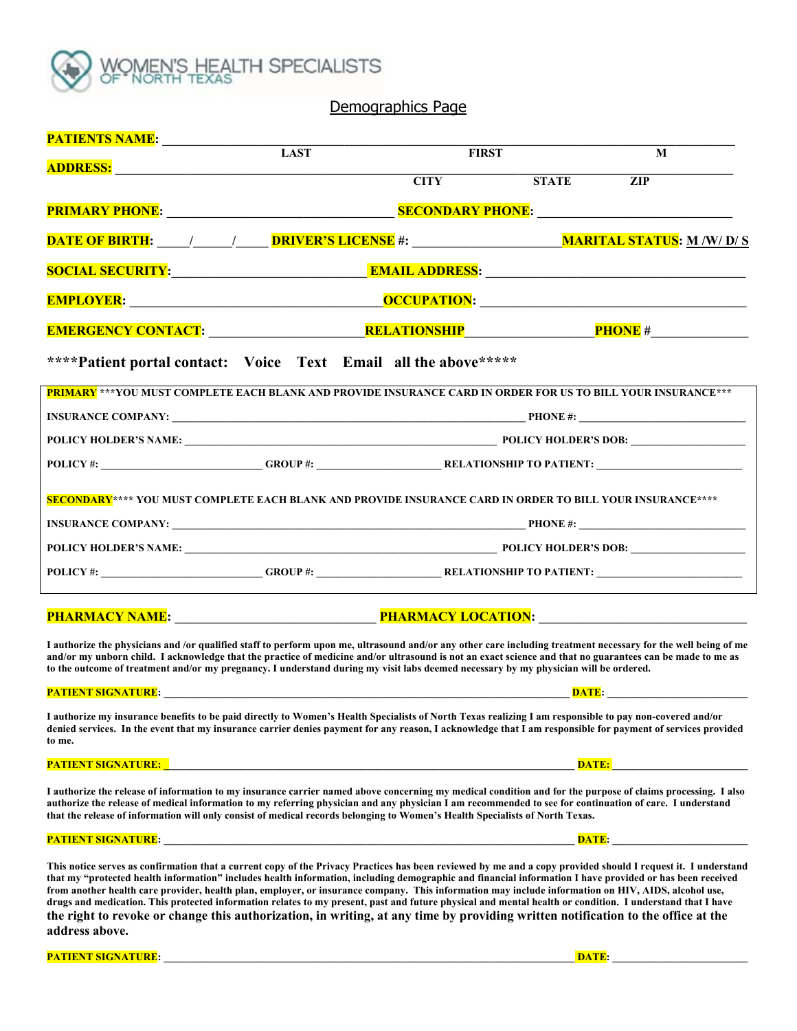WOMEN'S HEALTH SPECIALISTS OF NORTH TEXAS

## Demographics Page

**PATIENTS NAME:** ______________________________________________________________
LAST FIRST M

**ADDRESS:** ______________________________________________________________
CITY STATE ZIP

**PRIMARY PHONE:** ______________________ **SECONDARY PHONE:** ______________________

**DATE OF BIRTH:** ____/_____/____ **DRIVER'S LICENSE #:** ____________________ **MARITAL STATUS:** M /W/ D/ S

**SOCIAL SECURITY:** ______________________ **EMAIL ADDRESS:** ______________________________

**EMPLOYER:** ______________________________ **OCCUPATION:** ______________________________

**EMERGENCY CONTACT:** ____________________ **RELATIONSHIP** ________________ **PHONE #** ____________

**\*\*\*\*Patient portal contact: Voice Text Email all the above\*\*\*\*\***

**PRIMARY** \*\*\*YOU MUST COMPLETE EACH BLANK AND PROVIDE INSURANCE CARD IN ORDER FOR US TO BILL YOUR INSURANCE\*\*\*

INSURANCE COMPANY: ______________________________________________ PHONE #: ______________________

POLICY HOLDER'S NAME: ______________________________________________ POLICY HOLDER'S DOB: ________________

POLICY #: ______________________ GROUP #: ____________________ RELATIONSHIP TO PATIENT: ____________________

**SECONDARY**\*\*\*\* YOU MUST COMPLETE EACH BLANK AND PROVIDE INSURANCE CARD IN ORDER TO BILL YOUR INSURANCE\*\*\*\*

INSURANCE COMPANY: ______________________________________________ PHONE #: ______________________

POLICY HOLDER'S NAME: ______________________________________________ POLICY HOLDER'S DOB: ________________

POLICY #: ______________________ GROUP #: ____________________ RELATIONSHIP TO PATIENT: ____________________

**PHARMACY NAME:** ______________________ **PHARMACY LOCATION:** ______________________

I authorize the physicians and /or qualified staff to perform upon me, ultrasound and/or any other care including treatment necessary for the well being of me and/or my unborn child. I acknowledge that the practice of medicine and/or ultrasound is not an exact science and that no guarantees can be made to me as to the outcome of treatment and/or my pregnancy. I understand during my visit labs deemed necessary by my physician will be ordered.

**PATIENT SIGNATURE:** ______________________________________________ **DATE:** ________________

I authorize my insurance benefits to be paid directly to Women's Health Specialists of North Texas realizing I am responsible to pay non-covered and/or denied services. In the event that my insurance carrier denies payment for any reason, I acknowledge that I am responsible for payment of services provided to me.

**PATIENT SIGNATURE:** ______________________________________________ **DATE:** ________________

I authorize the release of information to my insurance carrier named above concerning my medical condition and for the purpose of claims processing. I also authorize the release of medical information to my referring physician and any physician I am recommended to see for continuation of care. I understand that the release of information will only consist of medical records belonging to Women's Health Specialists of North Texas.

**PATIENT SIGNATURE:** ______________________________________________ **DATE:** ________________

This notice serves as confirmation that a current copy of the Privacy Practices has been reviewed by me and a copy provided should I request it. I understand that my "protected health information" includes health information, including demographic and financial information I have provided or has been received from another health care provider, health plan, employer, or insurance company. This information may include information on HIV, AIDS, alcohol use, drugs and medication. This protected information relates to my present, past and future physical and mental health or condition. I understand that I have **the right to revoke or change this authorization, in writing, at any time by providing written notification to the office at the address above.**

**PATIENT SIGNATURE:** ______________________________________________ **DATE:** ________________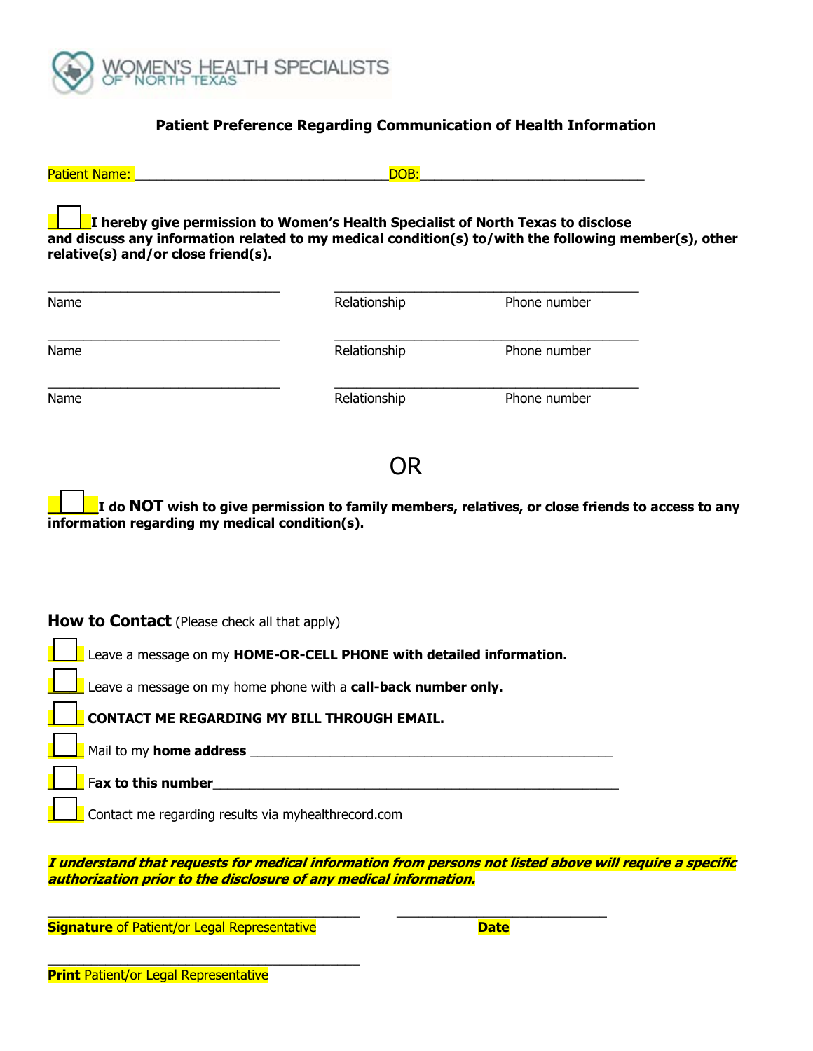WOMEN'S HEALTH SPECIALISTS OF NORTH TEXAS

## Patient Preference Regarding Communication of Health Information

Patient Name: ___________________________________ DOB: ______________________________

☐ **I hereby give permission to Women's Health Specialist of North Texas to disclose and discuss any information related to my medical condition(s) to/with the following member(s), other relative(s) and/or close friend(s).**

| Name | Relationship | Phone number |
|---|---|---|
| ________________________________ | ______________________ | ______________________ |
| ________________________________ | ______________________ | ______________________ |
| ________________________________ | ______________________ | ______________________ |

OR

☐ **I do NOT wish to give permission to family members, relatives, or close friends to access to any information regarding my medical condition(s).**

**How to Contact** (Please check all that apply)

☐ Leave a message on my **HOME-OR-CELL PHONE with detailed information.**

☐ Leave a message on my home phone with a **call-back number only.**

☐ **CONTACT ME REGARDING MY BILL THROUGH EMAIL.**

☐ Mail to my **home address** __________________________________________________

☐ F**ax to this number**________________________________________________________

☐ Contact me regarding results via myhealthrecord.com

***I understand that requests for medical information from persons not listed above will require a specific authorization prior to the disclosure of any medical information.***

____________________________________________ ______________________________

**Signature** of Patient/or Legal Representative **Date**

____________________________________________

**Print** Patient/or Legal Representative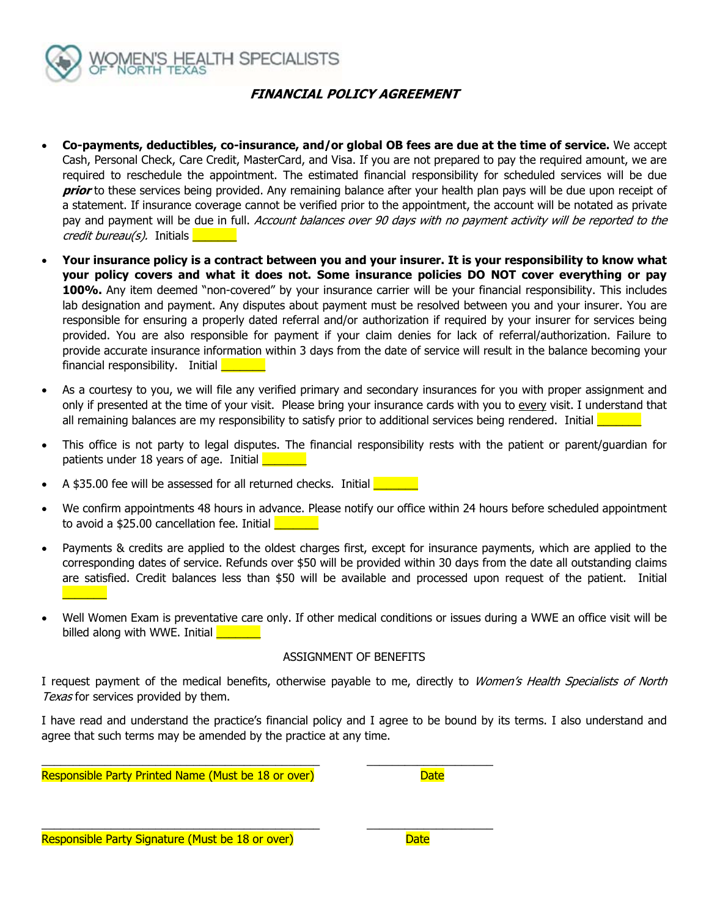WOMEN'S HEALTH SPECIALISTS OF NORTH TEXAS

## *FINANCIAL POLICY AGREEMENT*

- **Co-payments, deductibles, co-insurance, and/or global OB fees are due at the time of service.** We accept Cash, Personal Check, Care Credit, MasterCard, and Visa. If you are not prepared to pay the required amount, we are required to reschedule the appointment. The estimated financial responsibility for scheduled services will be due ***prior*** to these services being provided. Any remaining balance after your health plan pays will be due upon receipt of a statement. If insurance coverage cannot be verified prior to the appointment, the account will be notated as private pay and payment will be due in full. *Account balances over 90 days with no payment activity will be reported to the credit bureau(s).* Initials _______

- **Your insurance policy is a contract between you and your insurer. It is your responsibility to know what your policy covers and what it does not. Some insurance policies DO NOT cover everything or pay 100%.** Any item deemed "non-covered" by your insurance carrier will be your financial responsibility. This includes lab designation and payment. Any disputes about payment must be resolved between you and your insurer. You are responsible for ensuring a properly dated referral and/or authorization if required by your insurer for services being provided. You are also responsible for payment if your claim denies for lack of referral/authorization. Failure to provide accurate insurance information within 3 days from the date of service will result in the balance becoming your financial responsibility. Initial _______

- As a courtesy to you, we will file any verified primary and secondary insurances for you with proper assignment and only if presented at the time of your visit. Please bring your insurance cards with you to every visit. I understand that all remaining balances are my responsibility to satisfy prior to additional services being rendered. Initial _______

- This office is not party to legal disputes. The financial responsibility rests with the patient or parent/guardian for patients under 18 years of age. Initial _______

- A $35.00 fee will be assessed for all returned checks. Initial _______

- We confirm appointments 48 hours in advance. Please notify our office within 24 hours before scheduled appointment to avoid a $25.00 cancellation fee. Initial _______

- Payments & credits are applied to the oldest charges first, except for insurance payments, which are applied to the corresponding dates of service. Refunds over $50 will be provided within 30 days from the date all outstanding claims are satisfied. Credit balances less than $50 will be available and processed upon request of the patient. Initial _______

- Well Women Exam is preventative care only. If other medical conditions or issues during a WWE an office visit will be billed along with WWE. Initial _______

ASSIGNMENT OF BENEFITS

I request payment of the medical benefits, otherwise payable to me, directly to *Women's Health Specialists of North Texas* for services provided by them.

I have read and understand the practice's financial policy and I agree to be bound by its terms. I also understand and agree that such terms may be amended by the practice at any time.

_________________________________________ ____________________

Responsible Party Printed Name (Must be 18 or over) Date

_________________________________________ ____________________

Responsible Party Signature (Must be 18 or over) Date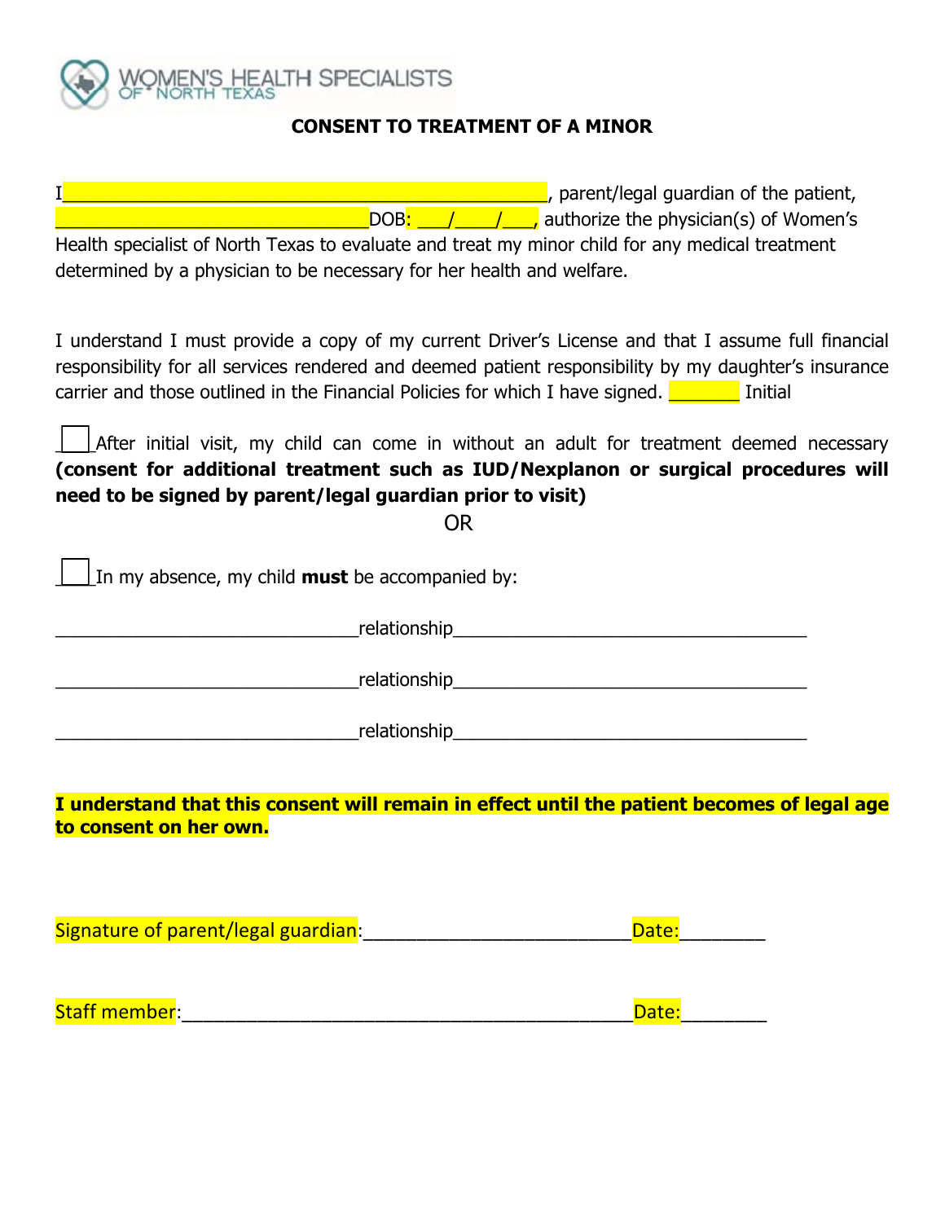WOMEN'S HEALTH SPECIALISTS OF NORTH TEXAS

## CONSENT TO TREATMENT OF A MINOR

I_______________________________________________, parent/legal guardian of the patient, ______________________________DOB: ___/____/___, authorize the physician(s) of Women's Health specialist of North Texas to evaluate and treat my minor child for any medical treatment determined by a physician to be necessary for her health and welfare.

I understand I must provide a copy of my current Driver's License and that I assume full financial responsibility for all services rendered and deemed patient responsibility by my daughter's insurance carrier and those outlined in the Financial Policies for which I have signed. _______ Initial

☐ After initial visit, my child can come in without an adult for treatment deemed necessary **(consent for additional treatment such as IUD/Nexplanon or surgical procedures will need to be signed by parent/legal guardian prior to visit)**

OR

☐ In my absence, my child **must** be accompanied by:

______________________________relationship___________________________________

______________________________relationship___________________________________

______________________________relationship___________________________________

**I understand that this consent will remain in effect until the patient becomes of legal age to consent on her own.**

Signature of parent/legal guardian:__________________________Date:________

Staff member:____________________________________________Date:________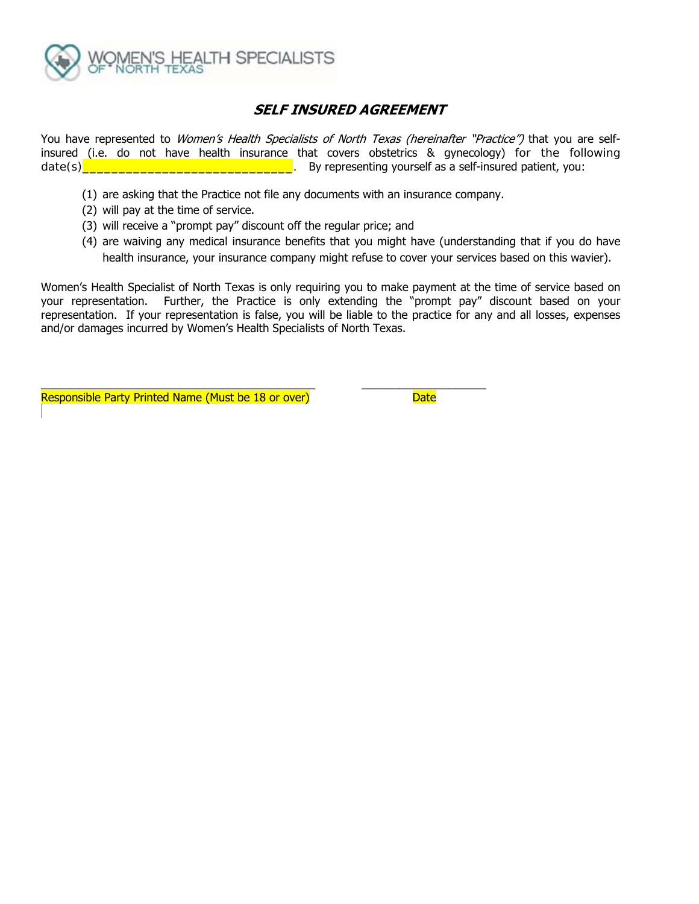WOMEN'S HEALTH SPECIALISTS OF NORTH TEXAS

# *SELF INSURED AGREEMENT*

You have represented to *Women's Health Specialists of North Texas (hereinafter "Practice")* that you are self-insured (i.e. do not have health insurance that covers obstetrics & gynecology) for the following date(s)____________________________. By representing yourself as a self-insured patient, you:

(1) are asking that the Practice not file any documents with an insurance company.
(2) will pay at the time of service.
(3) will receive a "prompt pay" discount off the regular price; and
(4) are waiving any medical insurance benefits that you might have (understanding that if you do have health insurance, your insurance company might refuse to cover your services based on this wavier).

Women's Health Specialist of North Texas is only requiring you to make payment at the time of service based on your representation. Further, the Practice is only extending the "prompt pay" discount based on your representation. If your representation is false, you will be liable to the practice for any and all losses, expenses and/or damages incurred by Women's Health Specialists of North Texas.

_______________________________________________ _____________________

Responsible Party Printed Name (Must be 18 or over) Date